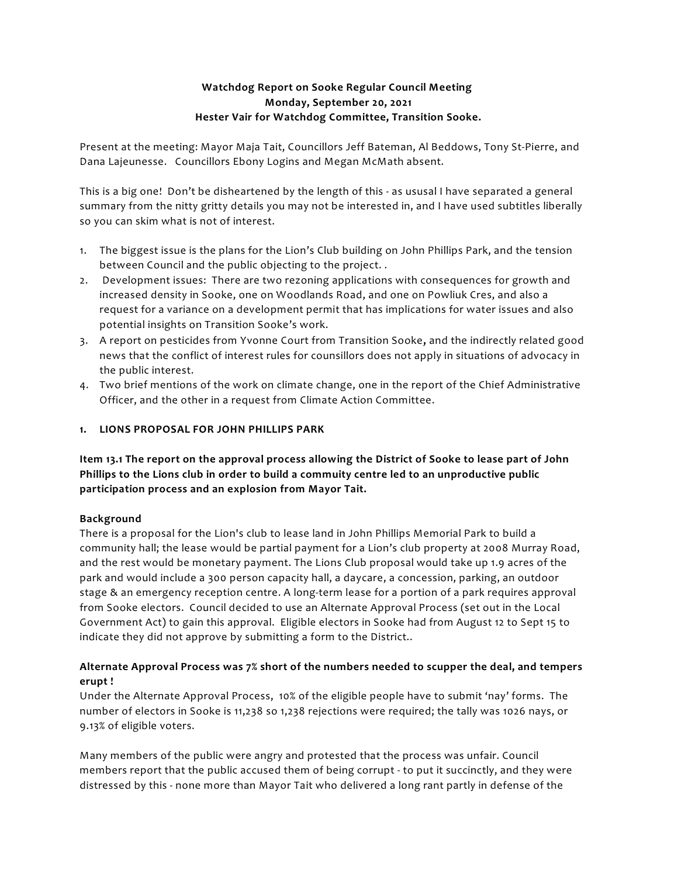**Watchdog Report on Sooke Regular Council Meeting**
**Monday, September 20, 2021**
**Hester Vair for Watchdog Committee, Transition Sooke.**

Present at the meeting: Mayor Maja Tait, Councillors Jeff Bateman, Al Beddows, Tony St-Pierre, and Dana Lajeunesse. Councillors Ebony Logins and Megan McMath absent.

This is a big one! Don't be disheartened by the length of this - as ususal I have separated a general summary from the nitty gritty details you may not be interested in, and I have used subtitles liberally so you can skim what is not of interest.

1. The biggest issue is the plans for the Lion's Club building on John Phillips Park, and the tension between Council and the public objecting to the project. .
2. Development issues: There are two rezoning applications with consequences for growth and increased density in Sooke, one on Woodlands Road, and one on Powliuk Cres, and also a request for a variance on a development permit that has implications for water issues and also potential insights on Transition Sooke's work.
3. A report on pesticides from Yvonne Court from Transition Sooke, and the indirectly related good news that the conflict of interest rules for counsillors does not apply in situations of advocacy in the public interest.
4. Two brief mentions of the work on climate change, one in the report of the Chief Administrative Officer, and the other in a request from Climate Action Committee.

**1. LIONS PROPOSAL FOR JOHN PHILLIPS PARK**

**Item 13.1 The report on the approval process allowing the District of Sooke to lease part of John Phillips to the Lions club in order to build a commuity centre led to an unproductive public participation process and an explosion from Mayor Tait.**

**Background**
There is a proposal for the Lion's club to lease land in John Phillips Memorial Park to build a community hall; the lease would be partial payment for a Lion's club property at 2008 Murray Road, and the rest would be monetary payment. The Lions Club proposal would take up 1.9 acres of the park and would include a 300 person capacity hall, a daycare, a concession, parking, an outdoor stage & an emergency reception centre. A long-term lease for a portion of a park requires approval from Sooke electors. Council decided to use an Alternate Approval Process (set out in the Local Government Act) to gain this approval. Eligible electors in Sooke had from August 12 to Sept 15 to indicate they did not approve by submitting a form to the District..

**Alternate Approval Process was 7% short of the numbers needed to scupper the deal, and tempers erupt !**
Under the Alternate Approval Process, 10% of the eligible people have to submit 'nay' forms. The number of electors in Sooke is 11,238 so 1,238 rejections were required; the tally was 1026 nays, or 9.13% of eligible voters.

Many members of the public were angry and protested that the process was unfair. Council members report that the public accused them of being corrupt - to put it succinctly, and they were distressed by this - none more than Mayor Tait who delivered a long rant partly in defense of the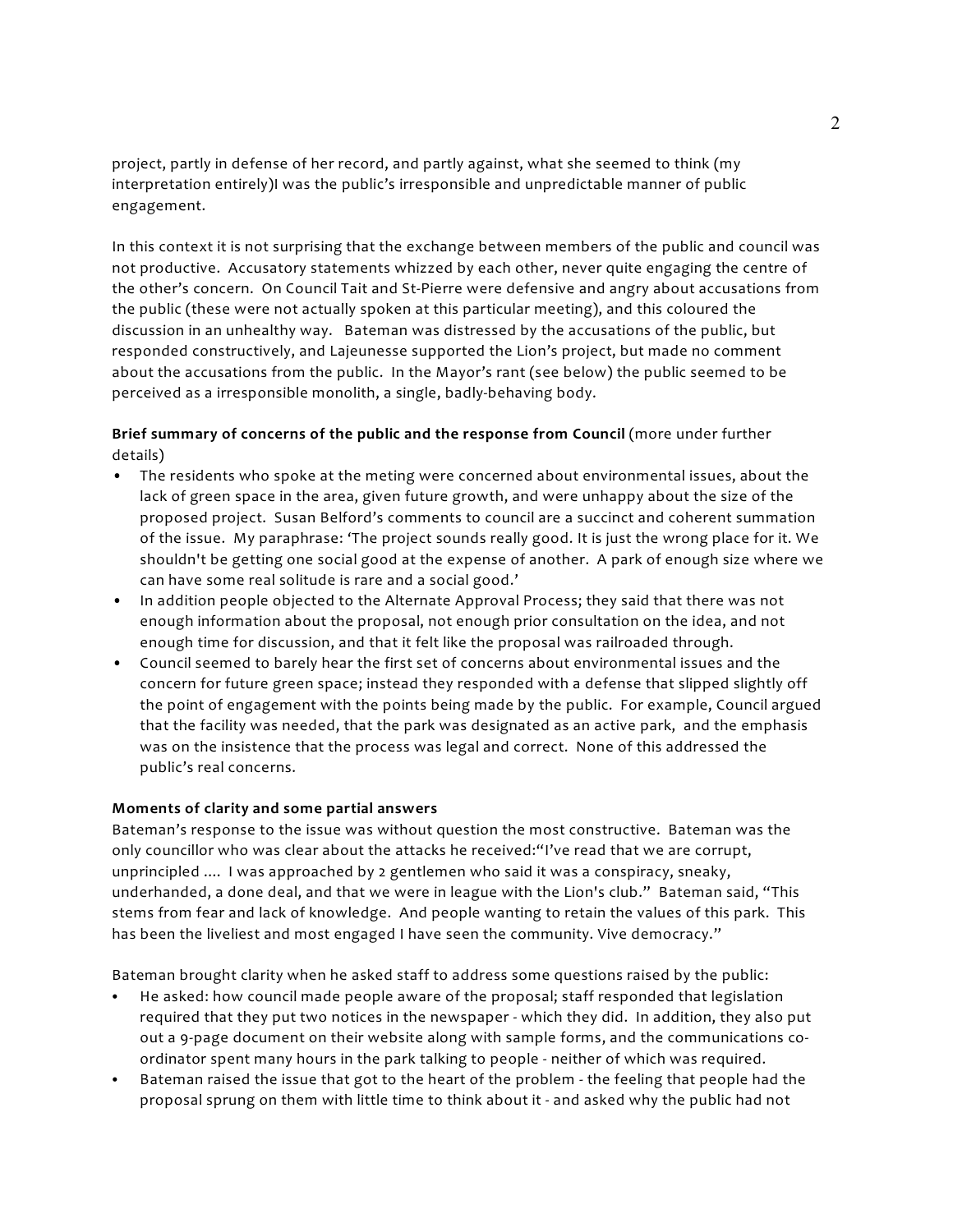project, partly in defense of her record, and partly against, what she seemed to think (my interpretation entirely)I was the public's irresponsible and unpredictable manner of public engagement.

In this context it is not surprising that the exchange between members of the public and council was not productive. Accusatory statements whizzed by each other, never quite engaging the centre of the other's concern. On Council Tait and St-Pierre were defensive and angry about accusations from the public (these were not actually spoken at this particular meeting), and this coloured the discussion in an unhealthy way. Bateman was distressed by the accusations of the public, but responded constructively, and Lajeunesse supported the Lion's project, but made no comment about the accusations from the public. In the Mayor's rant (see below) the public seemed to be perceived as a irresponsible monolith, a single, badly-behaving body.

**Brief summary of concerns of the public and the response from Council** (more under further details)

- The residents who spoke at the meting were concerned about environmental issues, about the lack of green space in the area, given future growth, and were unhappy about the size of the proposed project. Susan Belford's comments to council are a succinct and coherent summation of the issue. My paraphrase: 'The project sounds really good. It is just the wrong place for it. We shouldn't be getting one social good at the expense of another. A park of enough size where we can have some real solitude is rare and a social good.'
- In addition people objected to the Alternate Approval Process; they said that there was not enough information about the proposal, not enough prior consultation on the idea, and not enough time for discussion, and that it felt like the proposal was railroaded through.
- Council seemed to barely hear the first set of concerns about environmental issues and the concern for future green space; instead they responded with a defense that slipped slightly off the point of engagement with the points being made by the public. For example, Council argued that the facility was needed, that the park was designated as an active park, and the emphasis was on the insistence that the process was legal and correct. None of this addressed the public's real concerns.

**Moments of clarity and some partial answers**

Bateman's response to the issue was without question the most constructive. Bateman was the only councillor who was clear about the attacks he received:"I've read that we are corrupt, unprincipled .... I was approached by 2 gentlemen who said it was a conspiracy, sneaky, underhanded, a done deal, and that we were in league with the Lion's club." Bateman said, "This stems from fear and lack of knowledge. And people wanting to retain the values of this park. This has been the liveliest and most engaged I have seen the community. Vive democracy."

Bateman brought clarity when he asked staff to address some questions raised by the public:

- He asked: how council made people aware of the proposal; staff responded that legislation required that they put two notices in the newspaper - which they did. In addition, they also put out a 9-page document on their website along with sample forms, and the communications co-ordinator spent many hours in the park talking to people - neither of which was required.
- Bateman raised the issue that got to the heart of the problem - the feeling that people had the proposal sprung on them with little time to think about it - and asked why the public had not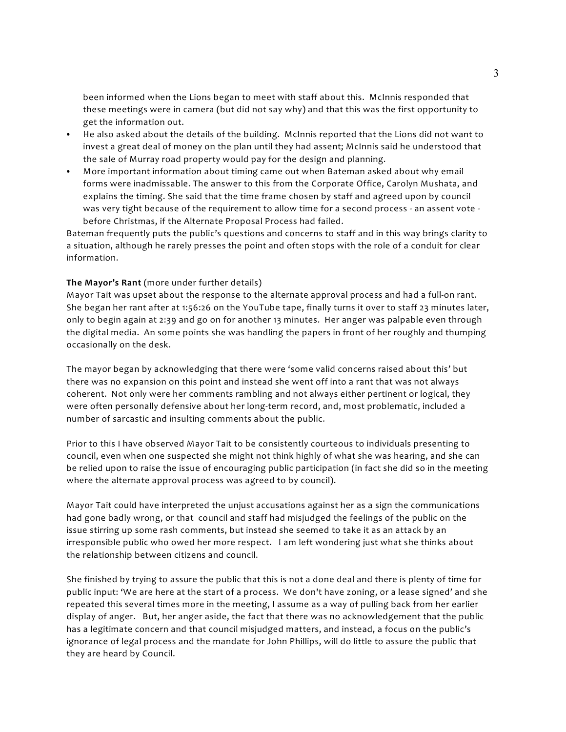been informed when the Lions began to meet with staff about this. McInnis responded that these meetings were in camera (but did not say why) and that this was the first opportunity to get the information out.

- He also asked about the details of the building. McInnis reported that the Lions did not want to invest a great deal of money on the plan until they had assent; McInnis said he understood that the sale of Murray road property would pay for the design and planning.
- More important information about timing came out when Bateman asked about why email forms were inadmissable. The answer to this from the Corporate Office, Carolyn Mushata, and explains the timing. She said that the time frame chosen by staff and agreed upon by council was very tight because of the requirement to allow time for a second process - an assent vote - before Christmas, if the Alternate Proposal Process had failed.

Bateman frequently puts the public's questions and concerns to staff and in this way brings clarity to a situation, although he rarely presses the point and often stops with the role of a conduit for clear information.

**The Mayor's Rant** (more under further details)

Mayor Tait was upset about the response to the alternate approval process and had a full-on rant. She began her rant after at 1:56:26 on the YouTube tape, finally turns it over to staff 23 minutes later, only to begin again at 2:39 and go on for another 13 minutes. Her anger was palpable even through the digital media. An some points she was handling the papers in front of her roughly and thumping occasionally on the desk.

The mayor began by acknowledging that there were 'some valid concerns raised about this' but there was no expansion on this point and instead she went off into a rant that was not always coherent. Not only were her comments rambling and not always either pertinent or logical, they were often personally defensive about her long-term record, and, most problematic, included a number of sarcastic and insulting comments about the public.

Prior to this I have observed Mayor Tait to be consistently courteous to individuals presenting to council, even when one suspected she might not think highly of what she was hearing, and she can be relied upon to raise the issue of encouraging public participation (in fact she did so in the meeting where the alternate approval process was agreed to by council).

Mayor Tait could have interpreted the unjust accusations against her as a sign the communications had gone badly wrong, or that council and staff had misjudged the feelings of the public on the issue stirring up some rash comments, but instead she seemed to take it as an attack by an irresponsible public who owed her more respect. I am left wondering just what she thinks about the relationship between citizens and council.

She finished by trying to assure the public that this is not a done deal and there is plenty of time for public input: 'We are here at the start of a process. We don't have zoning, or a lease signed' and she repeated this several times more in the meeting, I assume as a way of pulling back from her earlier display of anger. But, her anger aside, the fact that there was no acknowledgement that the public has a legitimate concern and that council misjudged matters, and instead, a focus on the public's ignorance of legal process and the mandate for John Phillips, will do little to assure the public that they are heard by Council.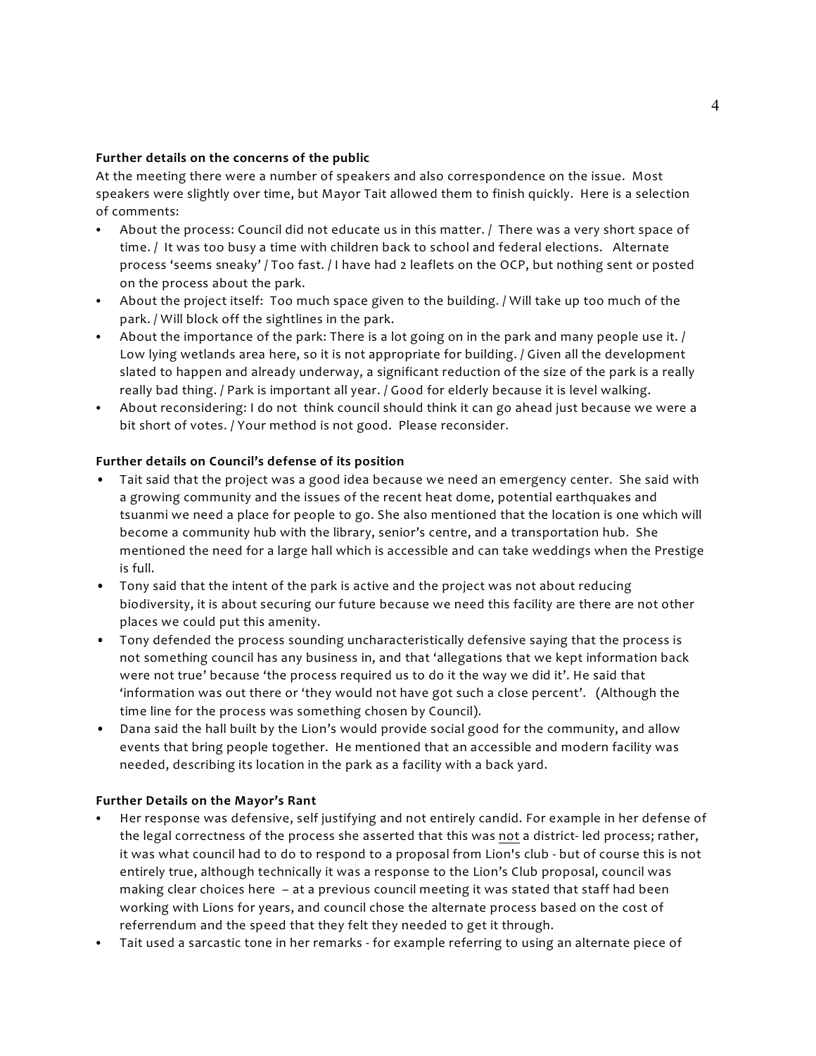**Further details on the concerns of the public**

At the meeting there were a number of speakers and also correspondence on the issue. Most speakers were slightly over time, but Mayor Tait allowed them to finish quickly. Here is a selection of comments:

- About the process: Council did not educate us in this matter. / There was a very short space of time. / It was too busy a time with children back to school and federal elections. Alternate process 'seems sneaky' / Too fast. / I have had 2 leaflets on the OCP, but nothing sent or posted on the process about the park.
- About the project itself: Too much space given to the building. / Will take up too much of the park. / Will block off the sightlines in the park.
- About the importance of the park: There is a lot going on in the park and many people use it. / Low lying wetlands area here, so it is not appropriate for building. / Given all the development slated to happen and already underway, a significant reduction of the size of the park is a really really bad thing. / Park is important all year. / Good for elderly because it is level walking.
- About reconsidering: I do not think council should think it can go ahead just because we were a bit short of votes. / Your method is not good. Please reconsider.

**Further details on Council's defense of its position**

- Tait said that the project was a good idea because we need an emergency center. She said with a growing community and the issues of the recent heat dome, potential earthquakes and tsuanmi we need a place for people to go. She also mentioned that the location is one which will become a community hub with the library, senior's centre, and a transportation hub. She mentioned the need for a large hall which is accessible and can take weddings when the Prestige is full.
- Tony said that the intent of the park is active and the project was not about reducing biodiversity, it is about securing our future because we need this facility are there are not other places we could put this amenity.
- Tony defended the process sounding uncharacteristically defensive saying that the process is not something council has any business in, and that 'allegations that we kept information back were not true' because 'the process required us to do it the way we did it'. He said that 'information was out there or 'they would not have got such a close percent'. (Although the time line for the process was something chosen by Council).
- Dana said the hall built by the Lion's would provide social good for the community, and allow events that bring people together. He mentioned that an accessible and modern facility was needed, describing its location in the park as a facility with a back yard.

**Further Details on the Mayor's Rant**

- Her response was defensive, self justifying and not entirely candid. For example in her defense of the legal correctness of the process she asserted that this was <u>not</u> a district- led process; rather, it was what council had to do to respond to a proposal from Lion's club - but of course this is not entirely true, although technically it was a response to the Lion's Club proposal, council was making clear choices here – at a previous council meeting it was stated that staff had been working with Lions for years, and council chose the alternate process based on the cost of referrendum and the speed that they felt they needed to get it through.
- Tait used a sarcastic tone in her remarks - for example referring to using an alternate piece of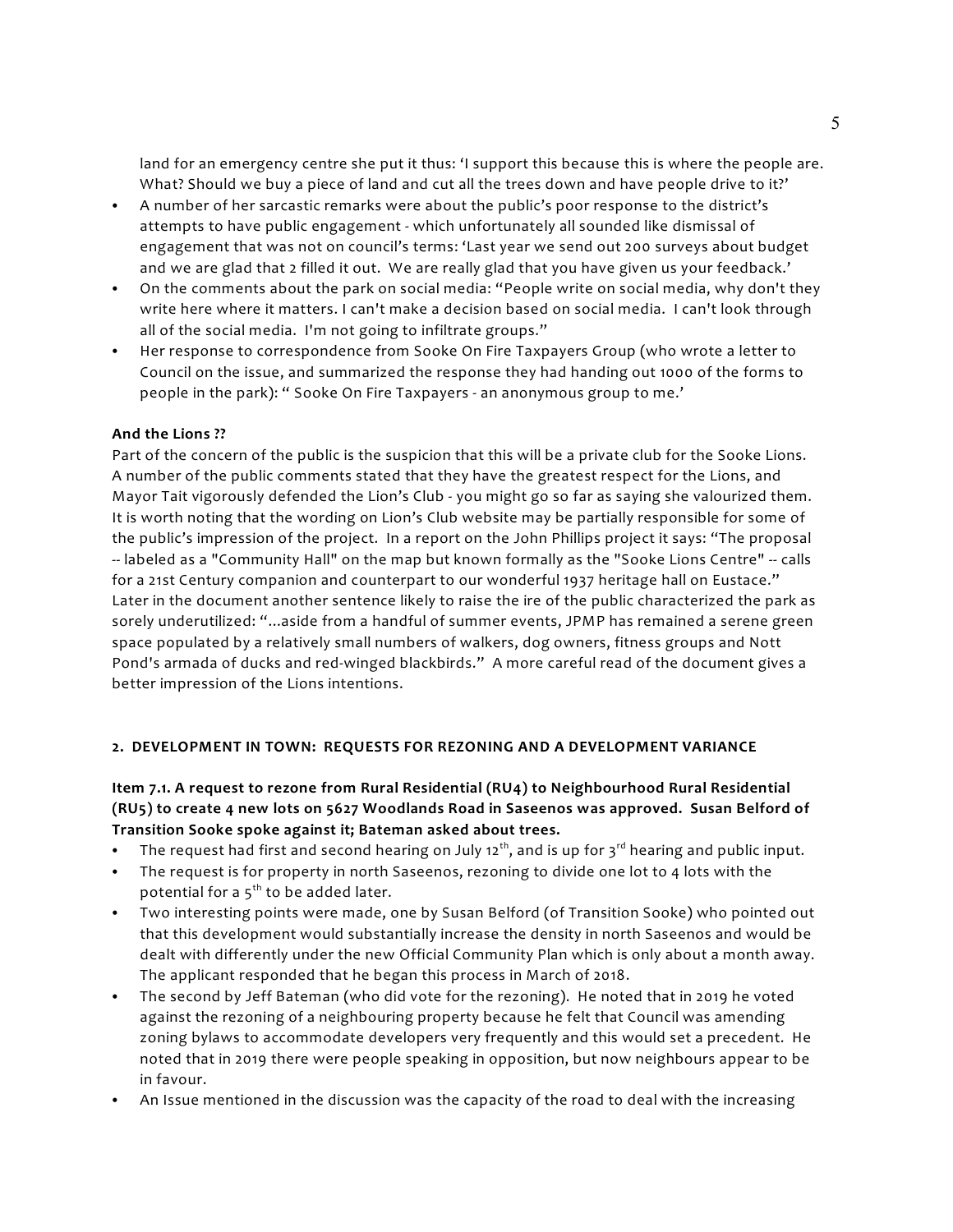land for an emergency centre she put it thus: 'I support this because this is where the people are. What? Should we buy a piece of land and cut all the trees down and have people drive to it?'

- A number of her sarcastic remarks were about the public's poor response to the district's attempts to have public engagement - which unfortunately all sounded like dismissal of engagement that was not on council's terms: 'Last year we send out 200 surveys about budget and we are glad that 2 filled it out. We are really glad that you have given us your feedback.'
- On the comments about the park on social media: "People write on social media, why don't they write here where it matters. I can't make a decision based on social media. I can't look through all of the social media. I'm not going to infiltrate groups."
- Her response to correspondence from Sooke On Fire Taxpayers Group (who wrote a letter to Council on the issue, and summarized the response they had handing out 1000 of the forms to people in the park): " Sooke On Fire Taxpayers - an anonymous group to me.'

**And the Lions ??**

Part of the concern of the public is the suspicion that this will be a private club for the Sooke Lions. A number of the public comments stated that they have the greatest respect for the Lions, and Mayor Tait vigorously defended the Lion's Club - you might go so far as saying she valourized them. It is worth noting that the wording on Lion's Club website may be partially responsible for some of the public's impression of the project. In a report on the John Phillips project it says: "The proposal -- labeled as a "Community Hall" on the map but known formally as the "Sooke Lions Centre" -- calls for a 21st Century companion and counterpart to our wonderful 1937 heritage hall on Eustace." Later in the document another sentence likely to raise the ire of the public characterized the park as sorely underutilized: "...aside from a handful of summer events, JPMP has remained a serene green space populated by a relatively small numbers of walkers, dog owners, fitness groups and Nott Pond's armada of ducks and red-winged blackbirds." A more careful read of the document gives a better impression of the Lions intentions.

## 2. DEVELOPMENT IN TOWN: REQUESTS FOR REZONING AND A DEVELOPMENT VARIANCE

**Item 7.1. A request to rezone from Rural Residential (RU4) to Neighbourhood Rural Residential (RU5) to create 4 new lots on 5627 Woodlands Road in Saseenos was approved. Susan Belford of Transition Sooke spoke against it; Bateman asked about trees.**

- The request had first and second hearing on July 12th, and is up for 3rd hearing and public input.
- The request is for property in north Saseenos, rezoning to divide one lot to 4 lots with the potential for a 5th to be added later.
- Two interesting points were made, one by Susan Belford (of Transition Sooke) who pointed out that this development would substantially increase the density in north Saseenos and would be dealt with differently under the new Official Community Plan which is only about a month away. The applicant responded that he began this process in March of 2018.
- The second by Jeff Bateman (who did vote for the rezoning). He noted that in 2019 he voted against the rezoning of a neighbouring property because he felt that Council was amending zoning bylaws to accommodate developers very frequently and this would set a precedent. He noted that in 2019 there were people speaking in opposition, but now neighbours appear to be in favour.
- An Issue mentioned in the discussion was the capacity of the road to deal with the increasing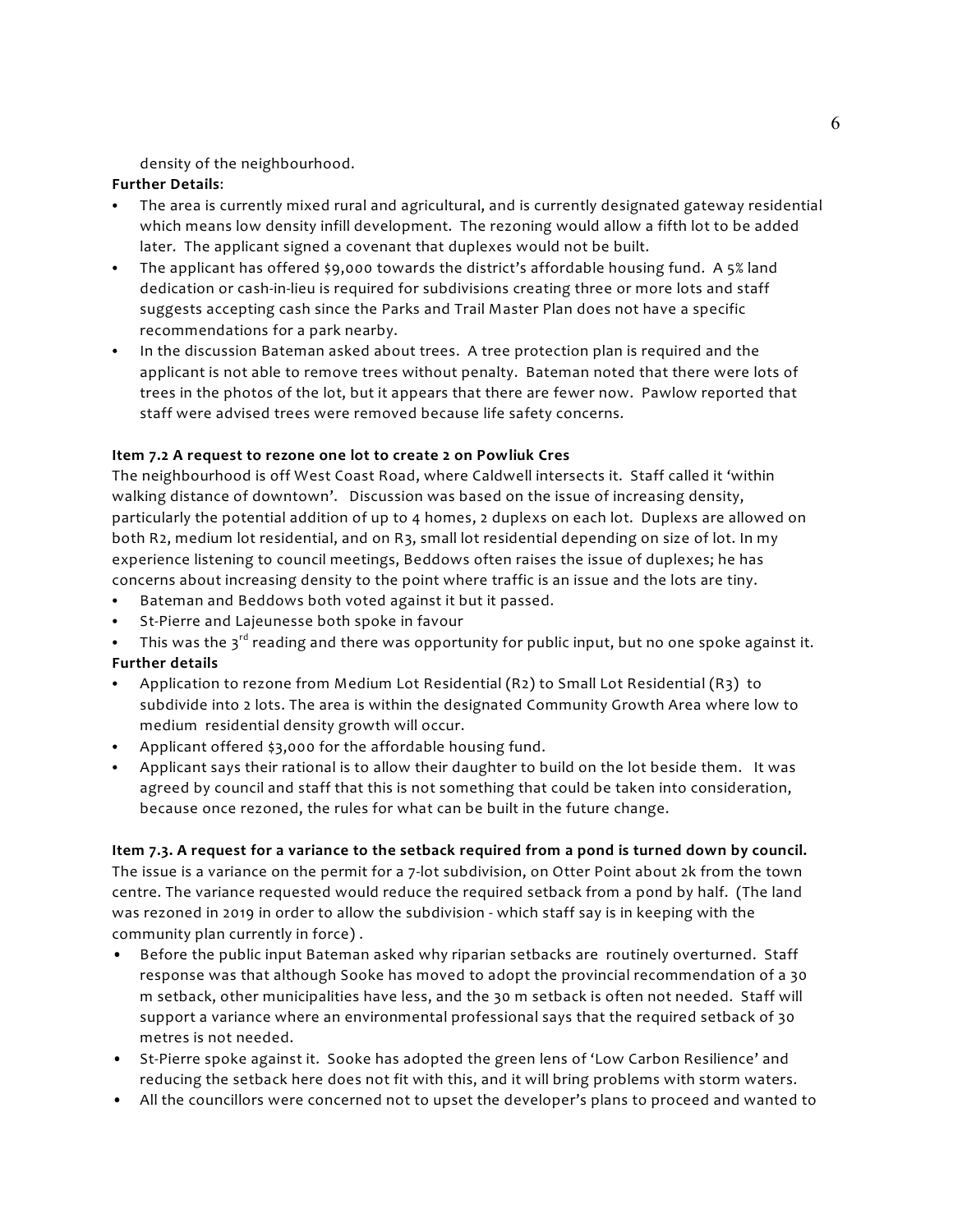density of the neighbourhood.

**Further Details**:

- The area is currently mixed rural and agricultural, and is currently designated gateway residential which means low density infill development. The rezoning would allow a fifth lot to be added later. The applicant signed a covenant that duplexes would not be built.
- The applicant has offered $9,000 towards the district's affordable housing fund. A 5% land dedication or cash-in-lieu is required for subdivisions creating three or more lots and staff suggests accepting cash since the Parks and Trail Master Plan does not have a specific recommendations for a park nearby.
- In the discussion Bateman asked about trees. A tree protection plan is required and the applicant is not able to remove trees without penalty. Bateman noted that there were lots of trees in the photos of the lot, but it appears that there are fewer now. Pawlow reported that staff were advised trees were removed because life safety concerns.

**Item 7.2 A request to rezone one lot to create 2 on Powliuk Cres**

The neighbourhood is off West Coast Road, where Caldwell intersects it. Staff called it 'within walking distance of downtown'. Discussion was based on the issue of increasing density, particularly the potential addition of up to 4 homes, 2 duplexs on each lot. Duplexs are allowed on both R2, medium lot residential, and on R3, small lot residential depending on size of lot. In my experience listening to council meetings, Beddows often raises the issue of duplexes; he has concerns about increasing density to the point where traffic is an issue and the lots are tiny.

- Bateman and Beddows both voted against it but it passed.
- St-Pierre and Lajeunesse both spoke in favour
- This was the 3rd reading and there was opportunity for public input, but no one spoke against it.

**Further details**

- Application to rezone from Medium Lot Residential (R2) to Small Lot Residential (R3) to subdivide into 2 lots. The area is within the designated Community Growth Area where low to medium residential density growth will occur.
- Applicant offered $3,000 for the affordable housing fund.
- Applicant says their rational is to allow their daughter to build on the lot beside them. It was agreed by council and staff that this is not something that could be taken into consideration, because once rezoned, the rules for what can be built in the future change.

**Item 7.3. A request for a variance to the setback required from a pond is turned down by council.**

The issue is a variance on the permit for a 7-lot subdivision, on Otter Point about 2k from the town centre. The variance requested would reduce the required setback from a pond by half. (The land was rezoned in 2019 in order to allow the subdivision - which staff say is in keeping with the community plan currently in force) .

- Before the public input Bateman asked why riparian setbacks are routinely overturned. Staff response was that although Sooke has moved to adopt the provincial recommendation of a 30 m setback, other municipalities have less, and the 30 m setback is often not needed. Staff will support a variance where an environmental professional says that the required setback of 30 metres is not needed.
- St-Pierre spoke against it. Sooke has adopted the green lens of 'Low Carbon Resilience' and reducing the setback here does not fit with this, and it will bring problems with storm waters.
- All the councillors were concerned not to upset the developer's plans to proceed and wanted to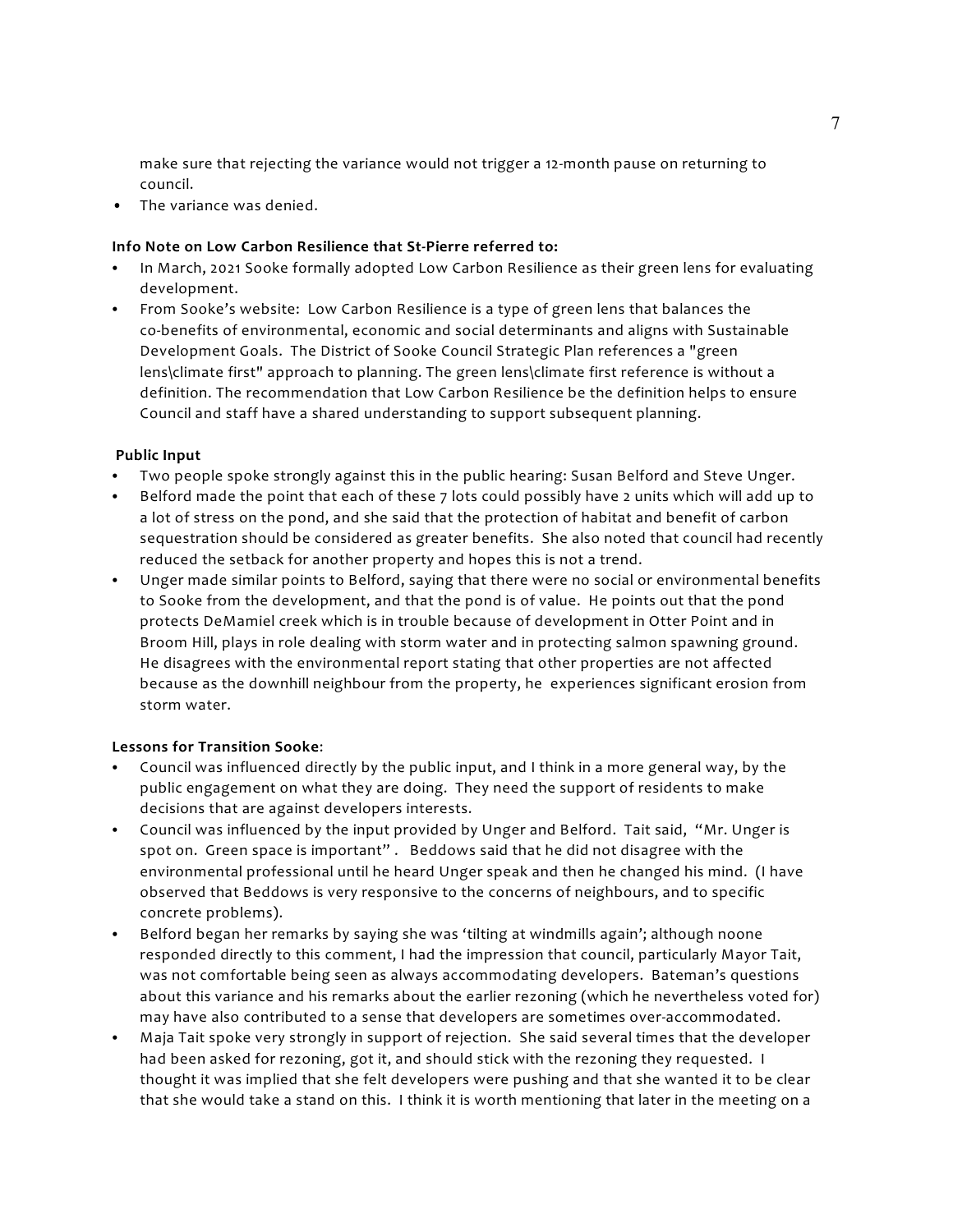make sure that rejecting the variance would not trigger a 12-month pause on returning to council.

- The variance was denied.

**Info Note on Low Carbon Resilience that St-Pierre referred to:**

- In March, 2021 Sooke formally adopted Low Carbon Resilience as their green lens for evaluating development.
- From Sooke's website: Low Carbon Resilience is a type of green lens that balances the co-benefits of environmental, economic and social determinants and aligns with Sustainable Development Goals. The District of Sooke Council Strategic Plan references a "green lens\climate first" approach to planning. The green lens\climate first reference is without a definition. The recommendation that Low Carbon Resilience be the definition helps to ensure Council and staff have a shared understanding to support subsequent planning.

**Public Input**

- Two people spoke strongly against this in the public hearing: Susan Belford and Steve Unger.
- Belford made the point that each of these 7 lots could possibly have 2 units which will add up to a lot of stress on the pond, and she said that the protection of habitat and benefit of carbon sequestration should be considered as greater benefits. She also noted that council had recently reduced the setback for another property and hopes this is not a trend.
- Unger made similar points to Belford, saying that there were no social or environmental benefits to Sooke from the development, and that the pond is of value. He points out that the pond protects DeMamiel creek which is in trouble because of development in Otter Point and in Broom Hill, plays in role dealing with storm water and in protecting salmon spawning ground. He disagrees with the environmental report stating that other properties are not affected because as the downhill neighbour from the property, he experiences significant erosion from storm water.

**Lessons for Transition Sooke**:

- Council was influenced directly by the public input, and I think in a more general way, by the public engagement on what they are doing. They need the support of residents to make decisions that are against developers interests.
- Council was influenced by the input provided by Unger and Belford. Tait said, "Mr. Unger is spot on. Green space is important". Beddows said that he did not disagree with the environmental professional until he heard Unger speak and then he changed his mind. (I have observed that Beddows is very responsive to the concerns of neighbours, and to specific concrete problems).
- Belford began her remarks by saying she was 'tilting at windmills again'; although noone responded directly to this comment, I had the impression that council, particularly Mayor Tait, was not comfortable being seen as always accommodating developers. Bateman's questions about this variance and his remarks about the earlier rezoning (which he nevertheless voted for) may have also contributed to a sense that developers are sometimes over-accommodated.
- Maja Tait spoke very strongly in support of rejection. She said several times that the developer had been asked for rezoning, got it, and should stick with the rezoning they requested. I thought it was implied that she felt developers were pushing and that she wanted it to be clear that she would take a stand on this. I think it is worth mentioning that later in the meeting on a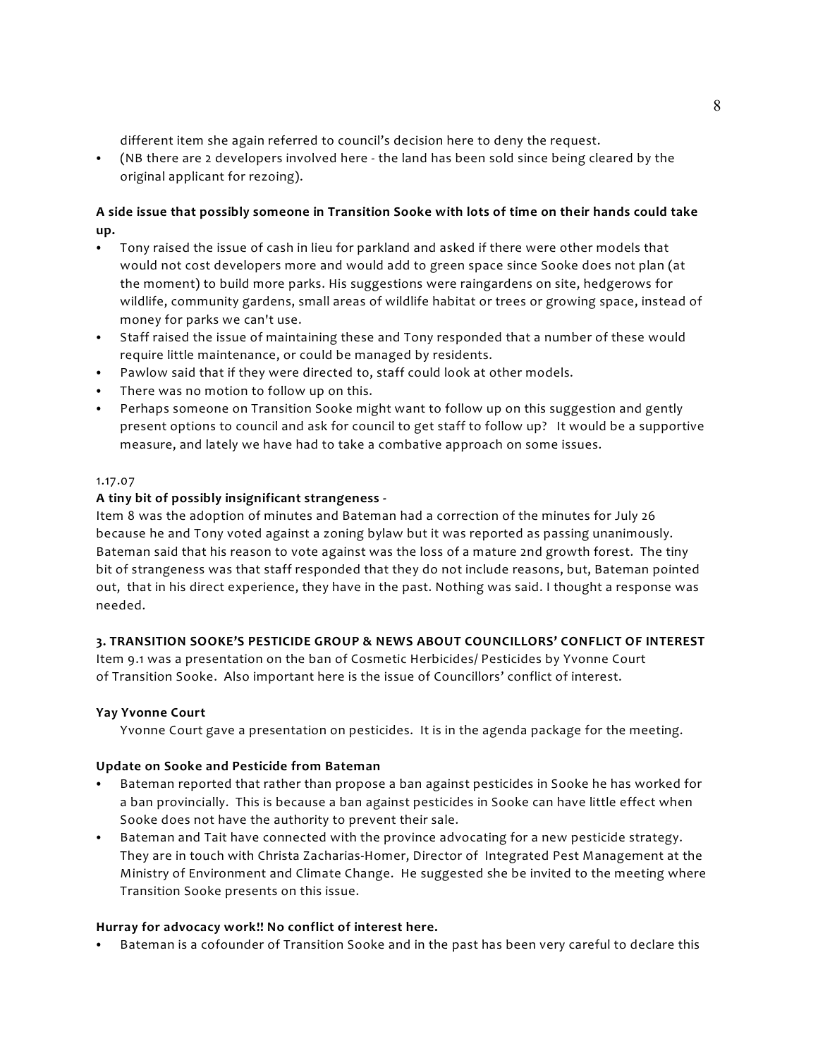different item she again referred to council's decision here to deny the request.

- (NB there are 2 developers involved here - the land has been sold since being cleared by the original applicant for rezoing).

**A side issue that possibly someone in Transition Sooke with lots of time on their hands could take up.**

- Tony raised the issue of cash in lieu for parkland and asked if there were other models that would not cost developers more and would add to green space since Sooke does not plan (at the moment) to build more parks. His suggestions were raingardens on site, hedgerows for wildlife, community gardens, small areas of wildlife habitat or trees or growing space, instead of money for parks we can't use.
- Staff raised the issue of maintaining these and Tony responded that a number of these would require little maintenance, or could be managed by residents.
- Pawlow said that if they were directed to, staff could look at other models.
- There was no motion to follow up on this.
- Perhaps someone on Transition Sooke might want to follow up on this suggestion and gently present options to council and ask for council to get staff to follow up? It would be a supportive measure, and lately we have had to take a combative approach on some issues.

1.17.07

**A tiny bit of possibly insignificant strangeness -**

Item 8 was the adoption of minutes and Bateman had a correction of the minutes for July 26 because he and Tony voted against a zoning bylaw but it was reported as passing unanimously. Bateman said that his reason to vote against was the loss of a mature 2nd growth forest. The tiny bit of strangeness was that staff responded that they do not include reasons, but, Bateman pointed out, that in his direct experience, they have in the past. Nothing was said. I thought a response was needed.

**3. TRANSITION SOOKE'S PESTICIDE GROUP & NEWS ABOUT COUNCILLORS' CONFLICT OF INTEREST**

Item 9.1 was a presentation on the ban of Cosmetic Herbicides/ Pesticides by Yvonne Court of Transition Sooke. Also important here is the issue of Councillors' conflict of interest.

**Yay Yvonne Court**

Yvonne Court gave a presentation on pesticides. It is in the agenda package for the meeting.

**Update on Sooke and Pesticide from Bateman**

- Bateman reported that rather than propose a ban against pesticides in Sooke he has worked for a ban provincially. This is because a ban against pesticides in Sooke can have little effect when Sooke does not have the authority to prevent their sale.
- Bateman and Tait have connected with the province advocating for a new pesticide strategy. They are in touch with Christa Zacharias-Homer, Director of Integrated Pest Management at the Ministry of Environment and Climate Change. He suggested she be invited to the meeting where Transition Sooke presents on this issue.

**Hurray for advocacy work!! No conflict of interest here.**

- Bateman is a cofounder of Transition Sooke and in the past has been very careful to declare this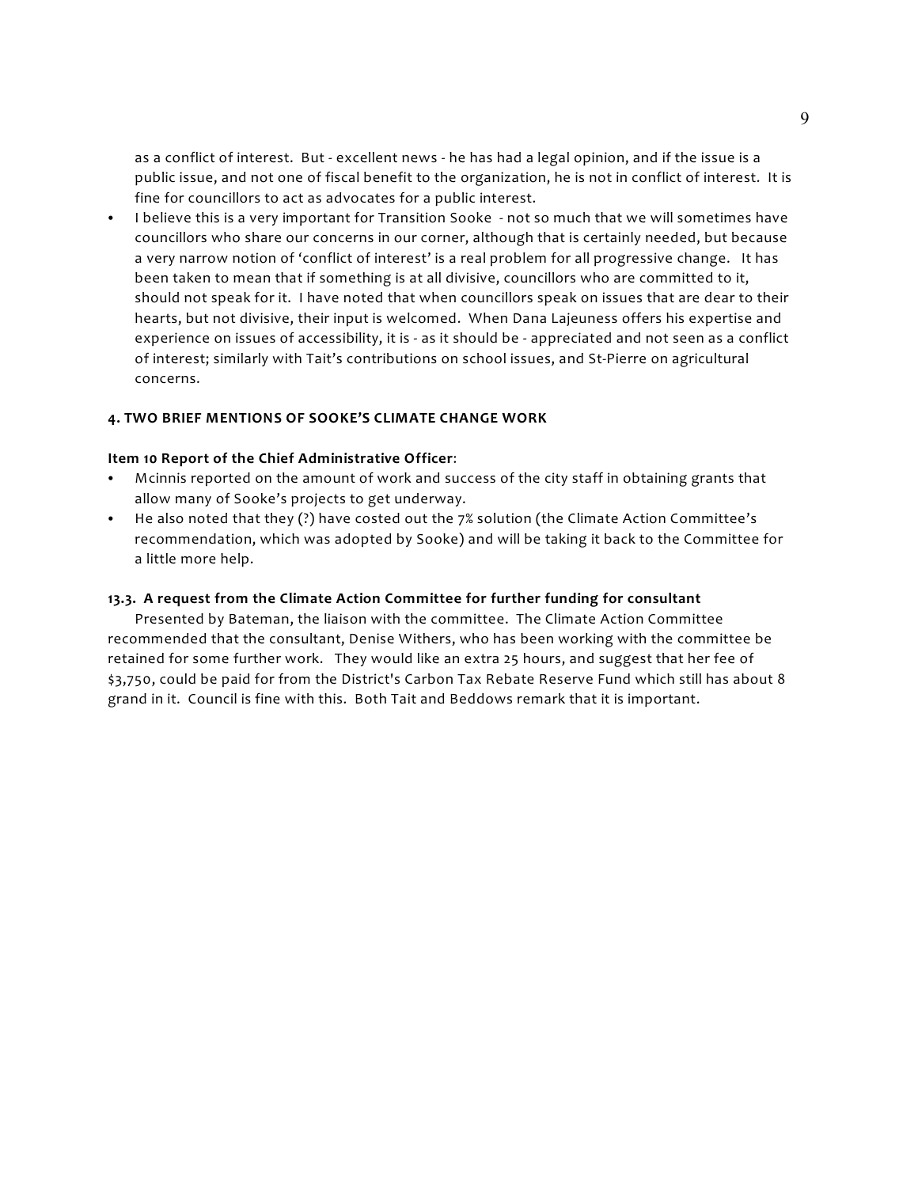as a conflict of interest.  But - excellent news - he has had a legal opinion, and if the issue is a public issue, and not one of fiscal benefit to the organization, he is not in conflict of interest.  It is fine for councillors to act as advocates for a public interest.

- I believe this is a very important for Transition Sooke  - not so much that we will sometimes have councillors who share our concerns in our corner, although that is certainly needed, but because a very narrow notion of 'conflict of interest' is a real problem for all progressive change.   It has been taken to mean that if something is at all divisive, councillors who are committed to it, should not speak for it.  I have noted that when councillors speak on issues that are dear to their hearts, but not divisive, their input is welcomed.  When Dana Lajeuness offers his expertise and experience on issues of accessibility, it is - as it should be - appreciated and not seen as a conflict of interest; similarly with Tait's contributions on school issues, and St-Pierre on agricultural concerns.

### 4. TWO BRIEF MENTIONS OF SOOKE'S CLIMATE CHANGE WORK

**Item 10 Report of the Chief Administrative Officer**:

- Mcinnis reported on the amount of work and success of the city staff in obtaining grants that allow many of Sooke's projects to get underway.
- He also noted that they (?) have costed out the 7% solution (the Climate Action Committee's recommendation, which was adopted by Sooke) and will be taking it back to the Committee for a little more help.

**13.3.  A request from the Climate Action Committee for further funding for consultant**

Presented by Bateman, the liaison with the committee.  The Climate Action Committee recommended that the consultant, Denise Withers, who has been working with the committee be retained for some further work.   They would like an extra 25 hours, and suggest that her fee of $3,750, could be paid for from the District's Carbon Tax Rebate Reserve Fund which still has about 8 grand in it.  Council is fine with this.  Both Tait and Beddows remark that it is important.